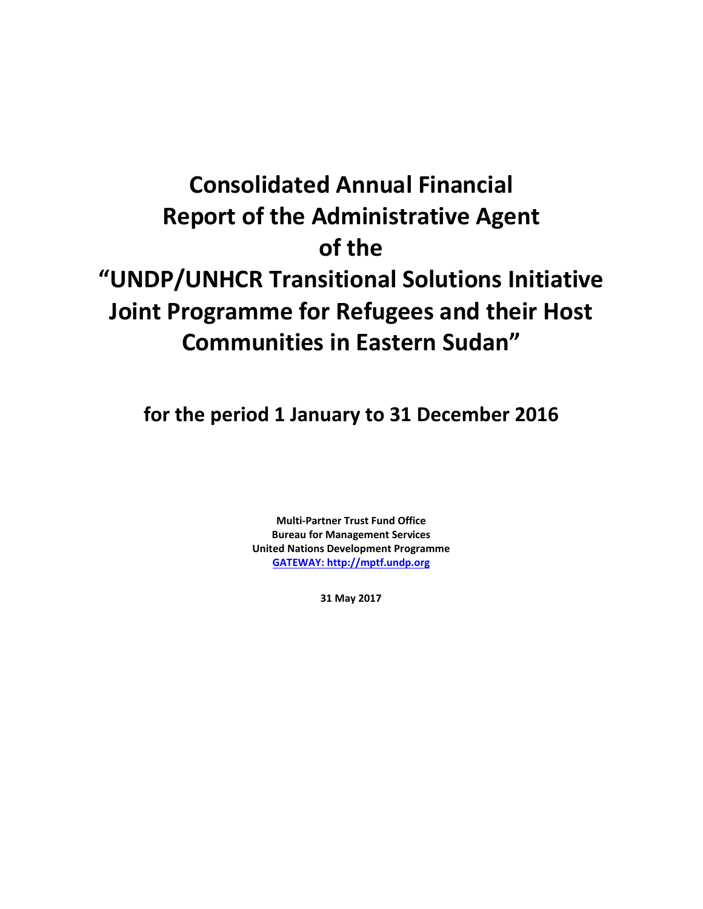# Consolidated Annual Financial Report of the Administrative Agent of the "UNDP/UNHCR Transitional Solutions Initiative Joint Programme for Refugees and their Host Communities in Eastern Sudan"

## for the period 1 January to 31 December 2016

**Multi-Partner Trust Fund Office**
**Bureau for Management Services**
**United Nations Development Programme**
**GATEWAY: http://mptf.undp.org**

**31 May 2017**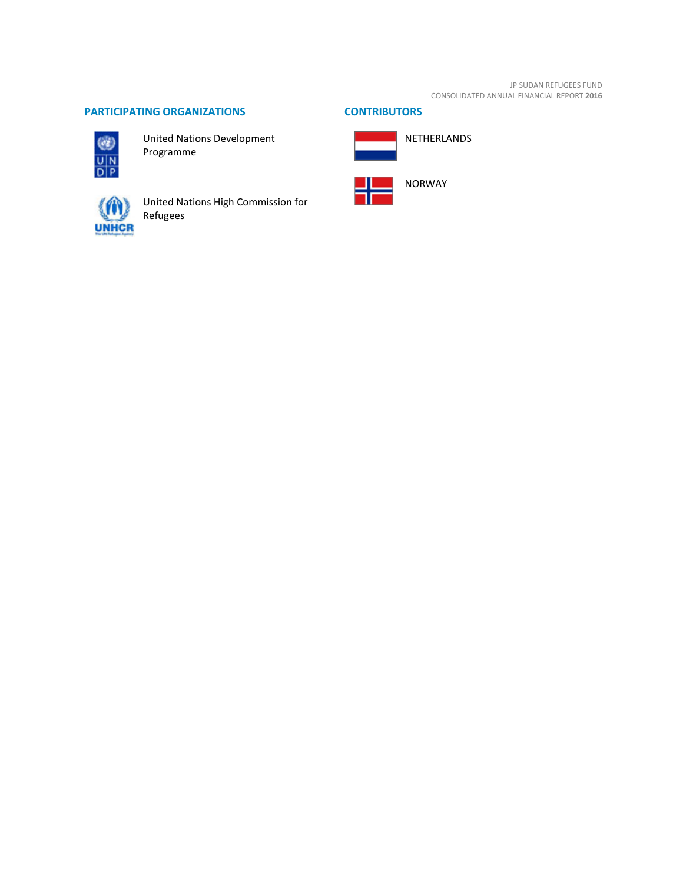## PARTICIPATING ORGANIZATIONS

United Nations Development Programme

United Nations High Commission for Refugees

## CONTRIBUTORS

NETHERLANDS

NORWAY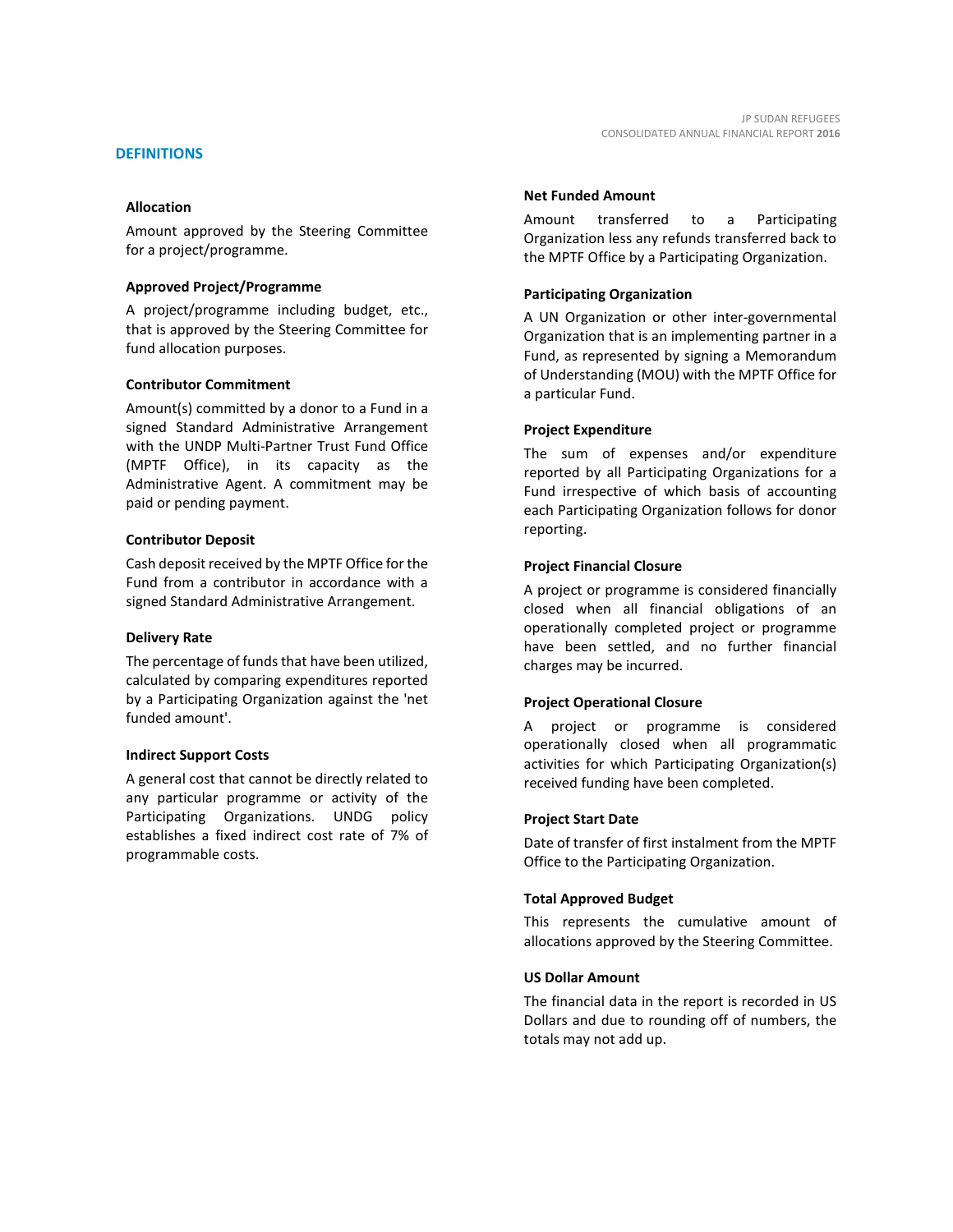## DEFINITIONS

### Allocation

Amount approved by the Steering Committee for a project/programme.

### Approved Project/Programme

A project/programme including budget, etc., that is approved by the Steering Committee for fund allocation purposes.

### Contributor Commitment

Amount(s) committed by a donor to a Fund in a signed Standard Administrative Arrangement with the UNDP Multi-Partner Trust Fund Office (MPTF Office), in its capacity as the Administrative Agent. A commitment may be paid or pending payment.

### Contributor Deposit

Cash deposit received by the MPTF Office for the Fund from a contributor in accordance with a signed Standard Administrative Arrangement.

### Delivery Rate

The percentage of funds that have been utilized, calculated by comparing expenditures reported by a Participating Organization against the 'net funded amount'.

### Indirect Support Costs

A general cost that cannot be directly related to any particular programme or activity of the Participating Organizations. UNDG policy establishes a fixed indirect cost rate of 7% of programmable costs.

### Net Funded Amount

Amount transferred to a Participating Organization less any refunds transferred back to the MPTF Office by a Participating Organization.

### Participating Organization

A UN Organization or other inter-governmental Organization that is an implementing partner in a Fund, as represented by signing a Memorandum of Understanding (MOU) with the MPTF Office for a particular Fund.

### Project Expenditure

The sum of expenses and/or expenditure reported by all Participating Organizations for a Fund irrespective of which basis of accounting each Participating Organization follows for donor reporting.

### Project Financial Closure

A project or programme is considered financially closed when all financial obligations of an operationally completed project or programme have been settled, and no further financial charges may be incurred.

### Project Operational Closure

A project or programme is considered operationally closed when all programmatic activities for which Participating Organization(s) received funding have been completed.

### Project Start Date

Date of transfer of first instalment from the MPTF Office to the Participating Organization.

### Total Approved Budget

This represents the cumulative amount of allocations approved by the Steering Committee.

### US Dollar Amount

The financial data in the report is recorded in US Dollars and due to rounding off of numbers, the totals may not add up.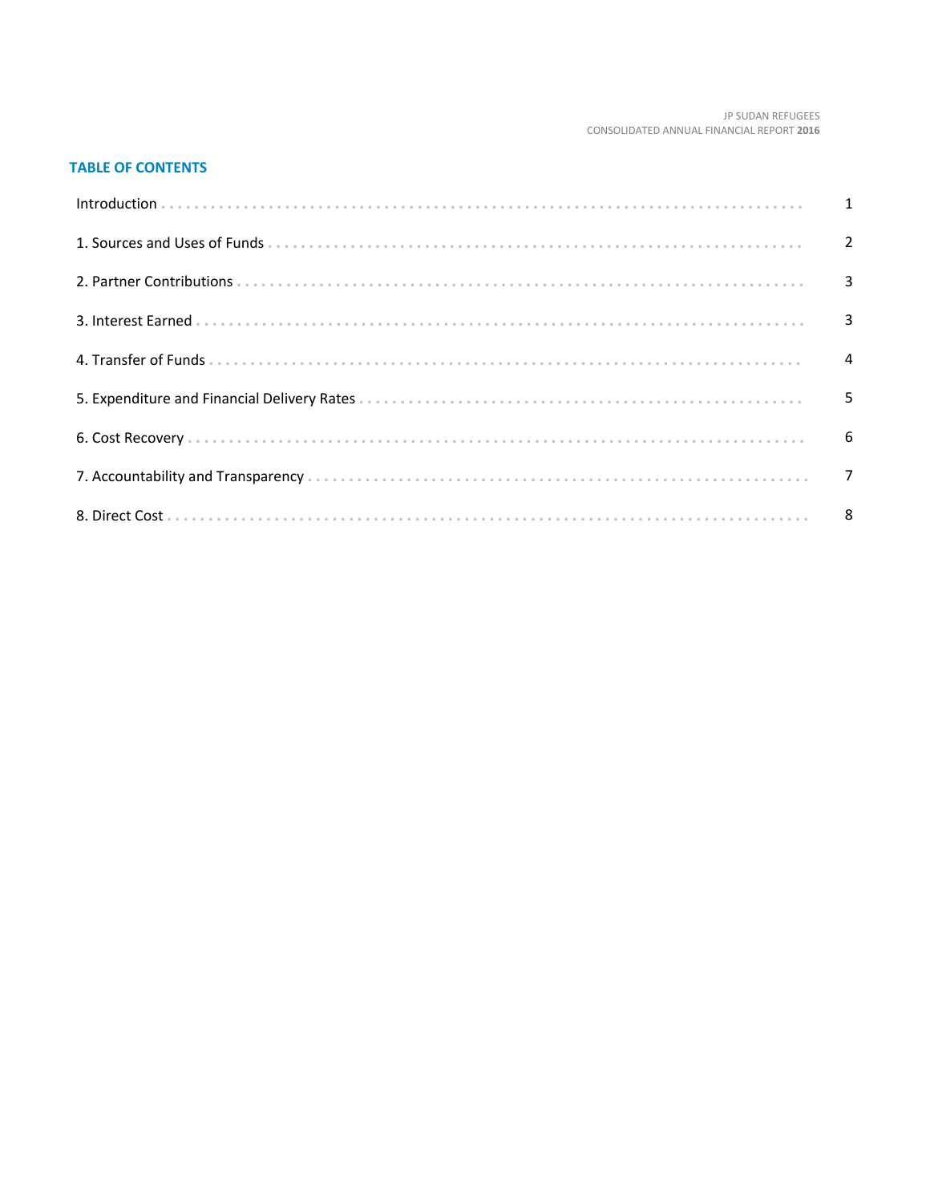## TABLE OF CONTENTS

| | |
|---|---|
| Introduction | 1 |
| 1. Sources and Uses of Funds | 2 |
| 2. Partner Contributions | 3 |
| 3. Interest Earned | 3 |
| 4. Transfer of Funds | 4 |
| 5. Expenditure and Financial Delivery Rates | 5 |
| 6. Cost Recovery | 6 |
| 7. Accountability and Transparency | 7 |
| 8. Direct Cost | 8 |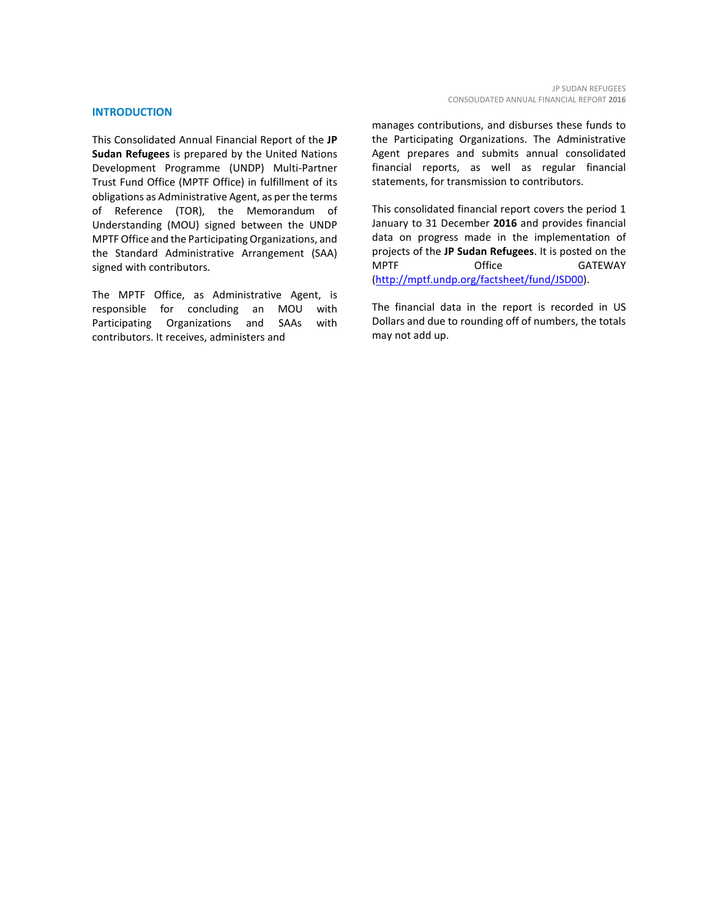## INTRODUCTION

This Consolidated Annual Financial Report of the **JP Sudan Refugees** is prepared by the United Nations Development Programme (UNDP) Multi-Partner Trust Fund Office (MPTF Office) in fulfillment of its obligations as Administrative Agent, as per the terms of Reference (TOR), the Memorandum of Understanding (MOU) signed between the UNDP MPTF Office and the Participating Organizations, and the Standard Administrative Arrangement (SAA) signed with contributors.

The MPTF Office, as Administrative Agent, is responsible for concluding an MOU with Participating Organizations and SAAs with contributors. It receives, administers and manages contributions, and disburses these funds to the Participating Organizations. The Administrative Agent prepares and submits annual consolidated financial reports, as well as regular financial statements, for transmission to contributors.

This consolidated financial report covers the period 1 January to 31 December **2016** and provides financial data on progress made in the implementation of projects of the **JP Sudan Refugees**. It is posted on the MPTF Office GATEWAY (http://mptf.undp.org/factsheet/fund/JSD00).

The financial data in the report is recorded in US Dollars and due to rounding off of numbers, the totals may not add up.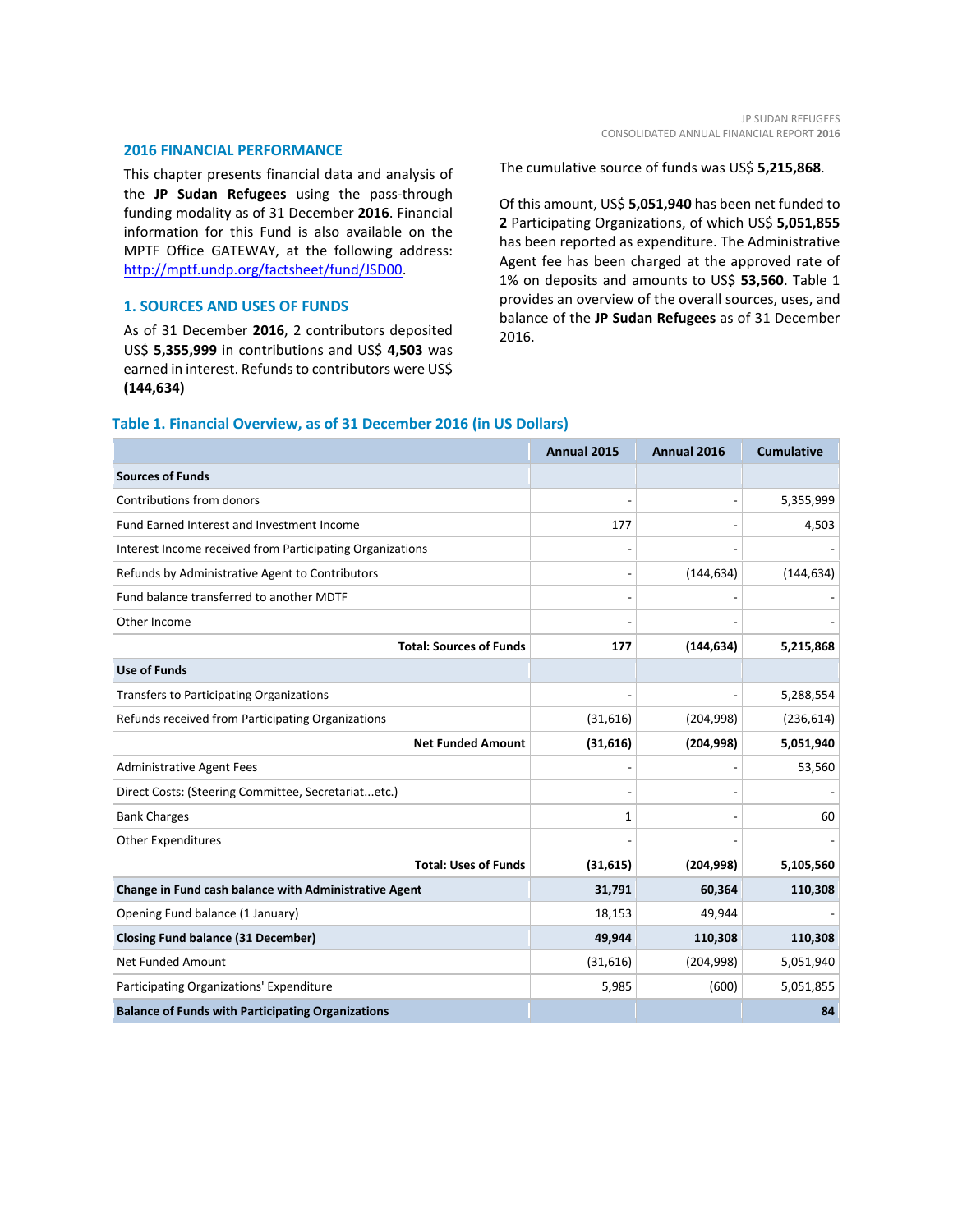## 2016 FINANCIAL PERFORMANCE

This chapter presents financial data and analysis of the **JP Sudan Refugees** using the pass-through funding modality as of 31 December **2016**. Financial information for this Fund is also available on the MPTF Office GATEWAY, at the following address: http://mptf.undp.org/factsheet/fund/JSD00.

### 1. SOURCES AND USES OF FUNDS

As of 31 December **2016**, 2 contributors deposited US$ **5,355,999** in contributions and US$ **4,503** was earned in interest. Refunds to contributors were US$ **(144,634)**

The cumulative source of funds was US$ **5,215,868**.

Of this amount, US$ **5,051,940** has been net funded to **2** Participating Organizations, of which US$ **5,051,855** has been reported as expenditure. The Administrative Agent fee has been charged at the approved rate of 1% on deposits and amounts to US$ **53,560**. Table 1 provides an overview of the overall sources, uses, and balance of the **JP Sudan Refugees** as of 31 December 2016.

**Table 1. Financial Overview, as of 31 December 2016 (in US Dollars)**

| | Annual 2015 | Annual 2016 | Cumulative |
|---|---|---|---|
| **Sources of Funds** | | | |
| Contributions from donors | - | - | 5,355,999 |
| Fund Earned Interest and Investment Income | 177 | - | 4,503 |
| Interest Income received from Participating Organizations | - | - | - |
| Refunds by Administrative Agent to Contributors | - | (144,634) | (144,634) |
| Fund balance transferred to another MDTF | - | - | - |
| Other Income | - | - | - |
| **Total: Sources of Funds** | **177** | **(144,634)** | **5,215,868** |
| **Use of Funds** | | | |
| Transfers to Participating Organizations | - | - | 5,288,554 |
| Refunds received from Participating Organizations | (31,616) | (204,998) | (236,614) |
| **Net Funded Amount** | **(31,616)** | **(204,998)** | **5,051,940** |
| Administrative Agent Fees | - | - | 53,560 |
| Direct Costs: (Steering Committee, Secretariat...etc.) | - | - | - |
| Bank Charges | 1 | - | 60 |
| Other Expenditures | - | - | - |
| **Total: Uses of Funds** | **(31,615)** | **(204,998)** | **5,105,560** |
| **Change in Fund cash balance with Administrative Agent** | **31,791** | **60,364** | **110,308** |
| Opening Fund balance (1 January) | 18,153 | 49,944 | - |
| **Closing Fund balance (31 December)** | **49,944** | **110,308** | **110,308** |
| Net Funded Amount | (31,616) | (204,998) | 5,051,940 |
| Participating Organizations' Expenditure | 5,985 | (600) | 5,051,855 |
| **Balance of Funds with Participating Organizations** | | | **84** |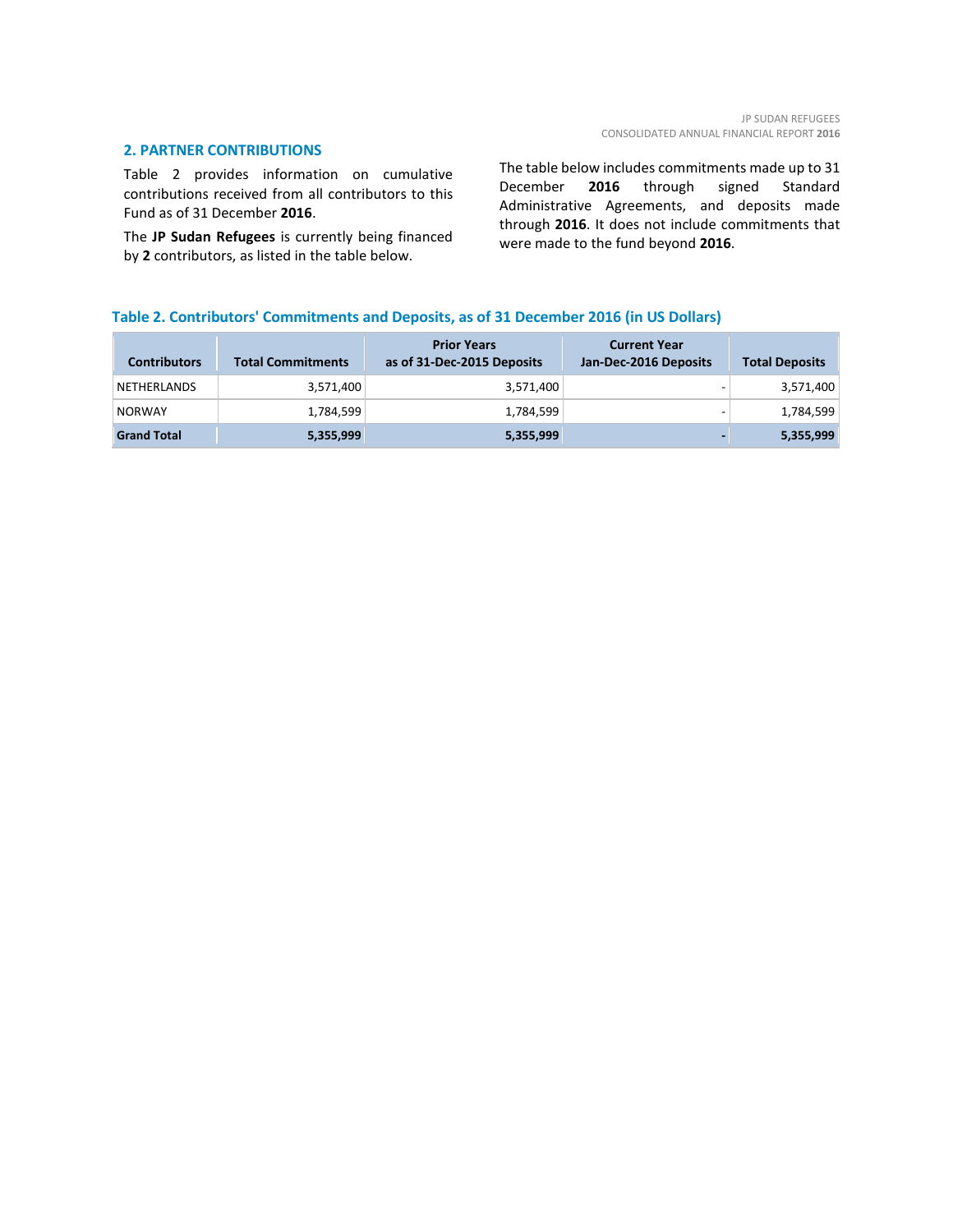## 2. PARTNER CONTRIBUTIONS

Table 2 provides information on cumulative contributions received from all contributors to this Fund as of 31 December **2016**.

The **JP Sudan Refugees** is currently being financed by **2** contributors, as listed in the table below.

The table below includes commitments made up to 31 December **2016** through signed Standard Administrative Agreements, and deposits made through **2016**. It does not include commitments that were made to the fund beyond **2016**.

### Table 2. Contributors' Commitments and Deposits, as of 31 December 2016 (in US Dollars)

| Contributors | Total Commitments | Prior Years as of 31-Dec-2015 Deposits | Current Year Jan-Dec-2016 Deposits | Total Deposits |
|---|---|---|---|---|
| NETHERLANDS | 3,571,400 | 3,571,400 | - | 3,571,400 |
| NORWAY | 1,784,599 | 1,784,599 | - | 1,784,599 |
| **Grand Total** | **5,355,999** | **5,355,999** | **-** | **5,355,999** |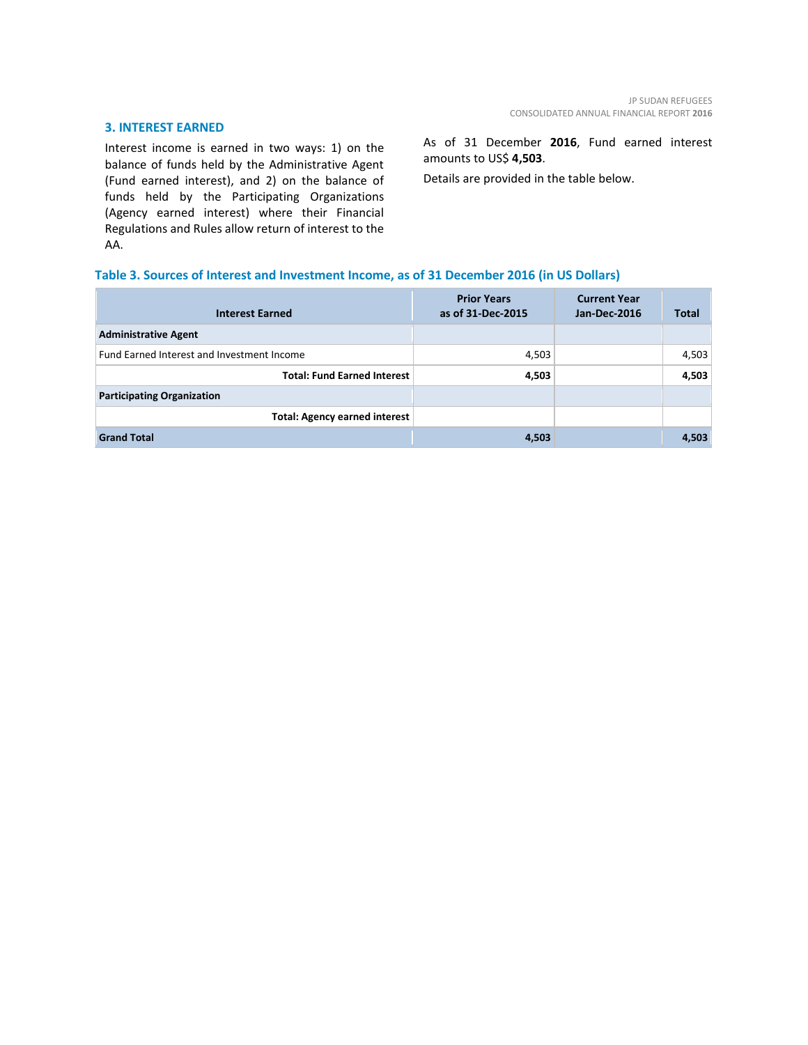## 3. INTEREST EARNED

Interest income is earned in two ways: 1) on the balance of funds held by the Administrative Agent (Fund earned interest), and 2) on the balance of funds held by the Participating Organizations (Agency earned interest) where their Financial Regulations and Rules allow return of interest to the AA.

As of 31 December **2016**, Fund earned interest amounts to US$ **4,503**.

Details are provided in the table below.

**Table 3. Sources of Interest and Investment Income, as of 31 December 2016 (in US Dollars)**

| Interest Earned | Prior Years as of 31-Dec-2015 | Current Year Jan-Dec-2016 | Total |
|---|---|---|---|
| **Administrative Agent** | | | |
| Fund Earned Interest and Investment Income | 4,503 | | 4,503 |
| **Total: Fund Earned Interest** | **4,503** | | **4,503** |
| **Participating Organization** | | | |
| **Total: Agency earned interest** | | | |
| **Grand Total** | **4,503** | | **4,503** |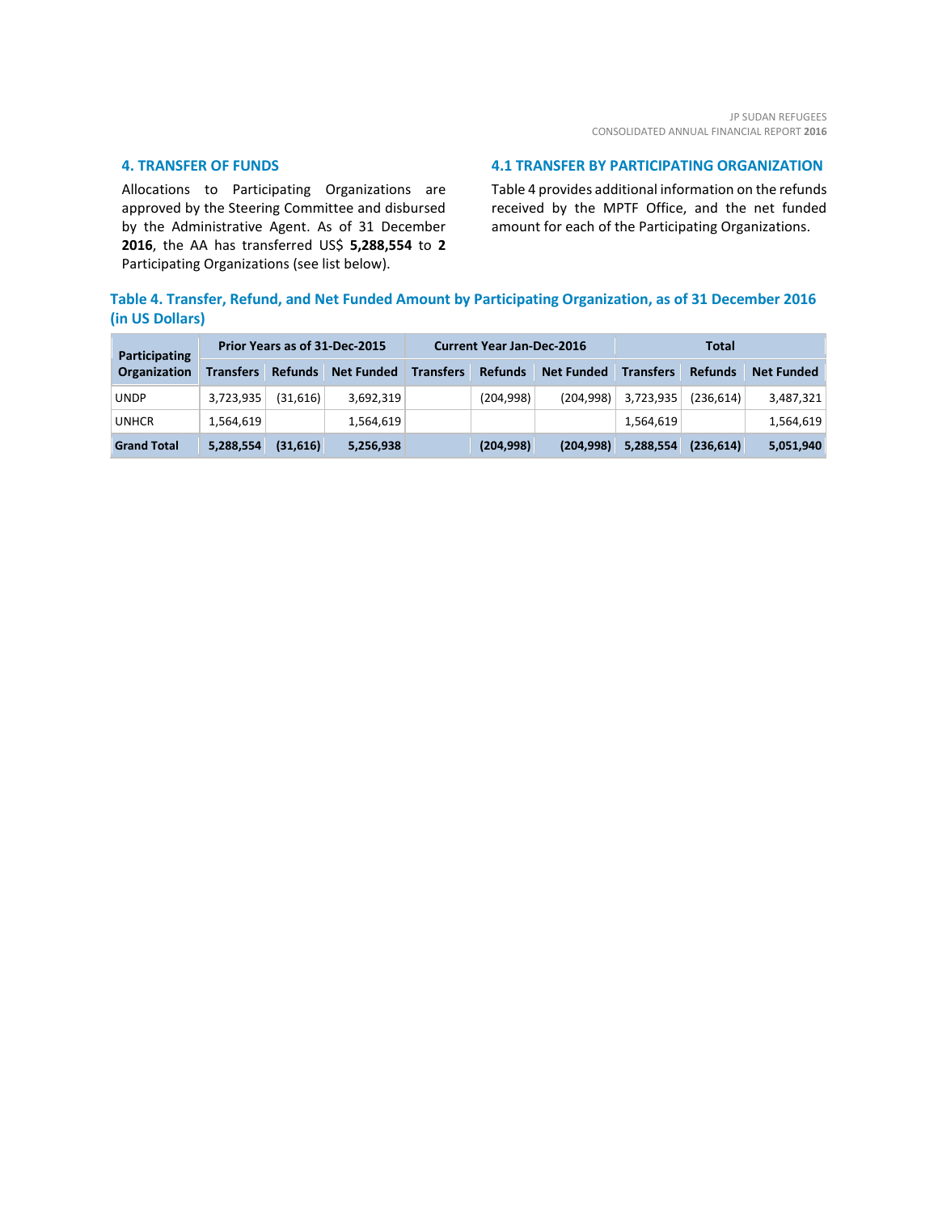## 4. TRANSFER OF FUNDS

Allocations to Participating Organizations are approved by the Steering Committee and disbursed by the Administrative Agent. As of 31 December **2016**, the AA has transferred US$ **5,288,554** to **2** Participating Organizations (see list below).

## 4.1 TRANSFER BY PARTICIPATING ORGANIZATION

Table 4 provides additional information on the refunds received by the MPTF Office, and the net funded amount for each of the Participating Organizations.

### Table 4. Transfer, Refund, and Net Funded Amount by Participating Organization, as of 31 December 2016 (in US Dollars)

| Participating Organization | Prior Years as of 31-Dec-2015 | | | Current Year Jan-Dec-2016 | | | Total | | |
|---|---|---|---|---|---|---|---|---|---|
| | Transfers | Refunds | Net Funded | Transfers | Refunds | Net Funded | Transfers | Refunds | Net Funded |
| UNDP | 3,723,935 | (31,616) | 3,692,319 | | (204,998) | (204,998) | 3,723,935 | (236,614) | 3,487,321 |
| UNHCR | 1,564,619 | | 1,564,619 | | | | 1,564,619 | | 1,564,619 |
| **Grand Total** | **5,288,554** | **(31,616)** | **5,256,938** | | **(204,998)** | **(204,998)** | **5,288,554** | **(236,614)** | **5,051,940** |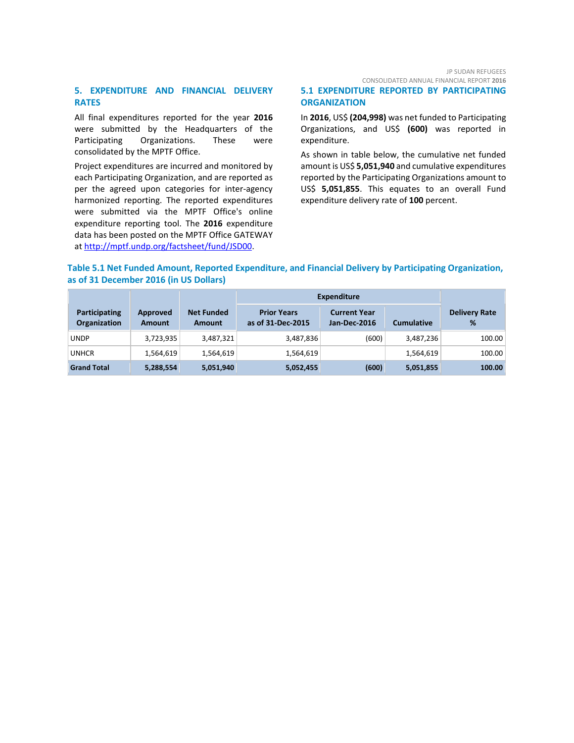## 5. EXPENDITURE AND FINANCIAL DELIVERY RATES

All final expenditures reported for the year **2016** were submitted by the Headquarters of the Participating Organizations. These were consolidated by the MPTF Office.

Project expenditures are incurred and monitored by each Participating Organization, and are reported as per the agreed upon categories for inter-agency harmonized reporting. The reported expenditures were submitted via the MPTF Office's online expenditure reporting tool. The **2016** expenditure data has been posted on the MPTF Office GATEWAY at http://mptf.undp.org/factsheet/fund/JSD00.

### 5.1 EXPENDITURE REPORTED BY PARTICIPATING ORGANIZATION

In **2016**, US$ **(204,998)** was net funded to Participating Organizations, and US$ **(600)** was reported in expenditure.

As shown in table below, the cumulative net funded amount is US$ **5,051,940** and cumulative expenditures reported by the Participating Organizations amount to US$ **5,051,855**. This equates to an overall Fund expenditure delivery rate of **100** percent.

**Table 5.1 Net Funded Amount, Reported Expenditure, and Financial Delivery by Participating Organization, as of 31 December 2016 (in US Dollars)**

| Participating Organization | Approved Amount | Net Funded Amount | Expenditure | | | Delivery Rate % |
|---|---|---|---|---|---|---|
| | | | Prior Years as of 31-Dec-2015 | Current Year Jan-Dec-2016 | Cumulative | |
| UNDP | 3,723,935 | 3,487,321 | 3,487,836 | (600) | 3,487,236 | 100.00 |
| UNHCR | 1,564,619 | 1,564,619 | 1,564,619 | | 1,564,619 | 100.00 |
| **Grand Total** | **5,288,554** | **5,051,940** | **5,052,455** | **(600)** | **5,051,855** | **100.00** |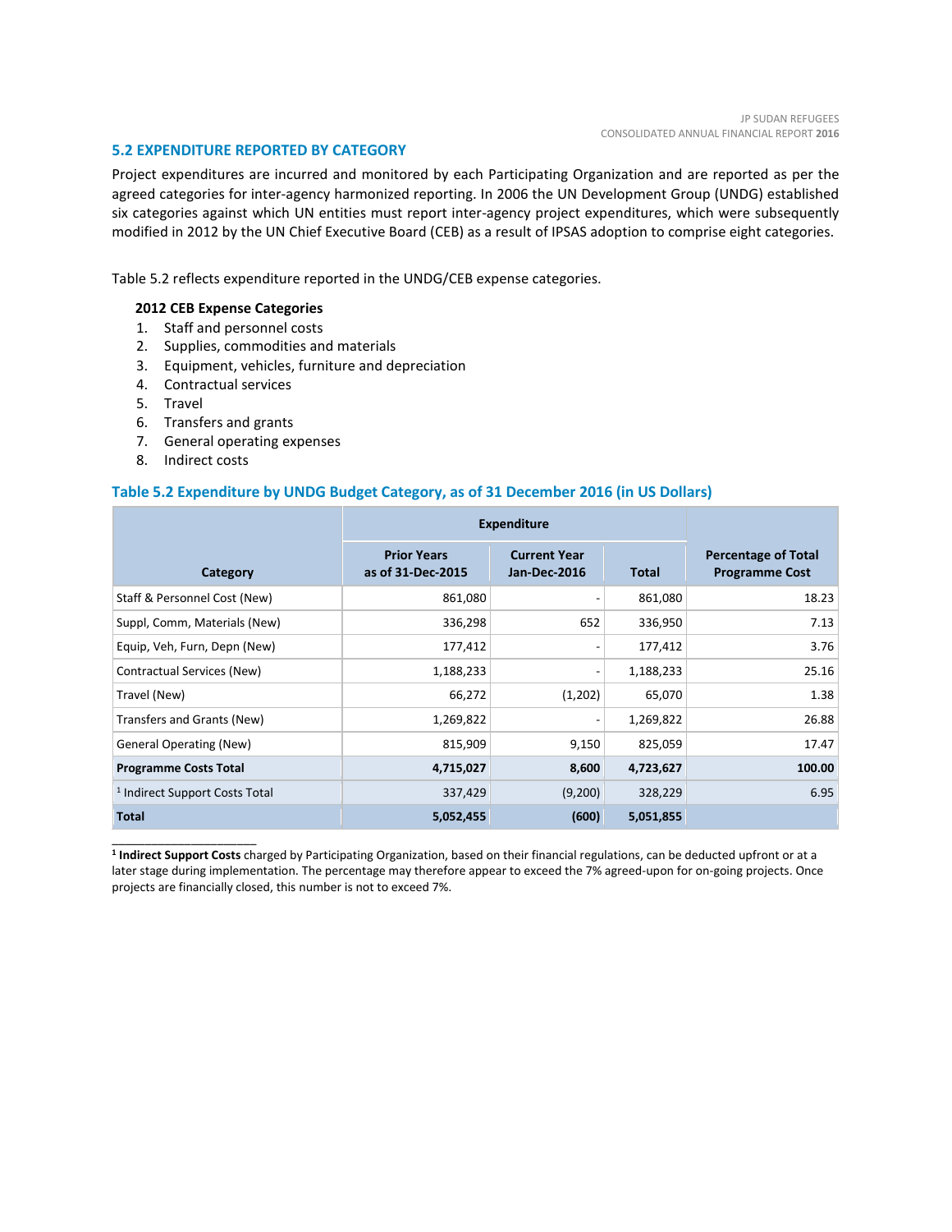## 5.2 EXPENDITURE REPORTED BY CATEGORY

Project expenditures are incurred and monitored by each Participating Organization and are reported as per the agreed categories for inter-agency harmonized reporting. In 2006 the UN Development Group (UNDG) established six categories against which UN entities must report inter-agency project expenditures, which were subsequently modified in 2012 by the UN Chief Executive Board (CEB) as a result of IPSAS adoption to comprise eight categories.

Table 5.2 reflects expenditure reported in the UNDG/CEB expense categories.

**2012 CEB Expense Categories**

1. Staff and personnel costs
2. Supplies, commodities and materials
3. Equipment, vehicles, furniture and depreciation
4. Contractual services
5. Travel
6. Transfers and grants
7. General operating expenses
8. Indirect costs

### Table 5.2 Expenditure by UNDG Budget Category, as of 31 December 2016 (in US Dollars)

| Category | Expenditure | | | Percentage of Total Programme Cost |
|---|---|---|---|---|
| | Prior Years as of 31-Dec-2015 | Current Year Jan-Dec-2016 | Total | |
| Staff & Personnel Cost (New) | 861,080 | - | 861,080 | 18.23 |
| Suppl, Comm, Materials (New) | 336,298 | 652 | 336,950 | 7.13 |
| Equip, Veh, Furn, Depn (New) | 177,412 | - | 177,412 | 3.76 |
| Contractual Services (New) | 1,188,233 | - | 1,188,233 | 25.16 |
| Travel (New) | 66,272 | (1,202) | 65,070 | 1.38 |
| Transfers and Grants (New) | 1,269,822 | - | 1,269,822 | 26.88 |
| General Operating (New) | 815,909 | 9,150 | 825,059 | 17.47 |
| **Programme Costs Total** | **4,715,027** | **8,600** | **4,723,627** | **100.00** |
| [1] Indirect Support Costs Total | 337,429 | (9,200) | 328,229 | 6.95 |
| **Total** | **5,052,455** | **(600)** | **5,051,855** | |

---

[1] **Indirect Support Costs** charged by Participating Organization, based on their financial regulations, can be deducted upfront or at a later stage during implementation. The percentage may therefore appear to exceed the 7% agreed-upon for on-going projects. Once projects are financially closed, this number is not to exceed 7%.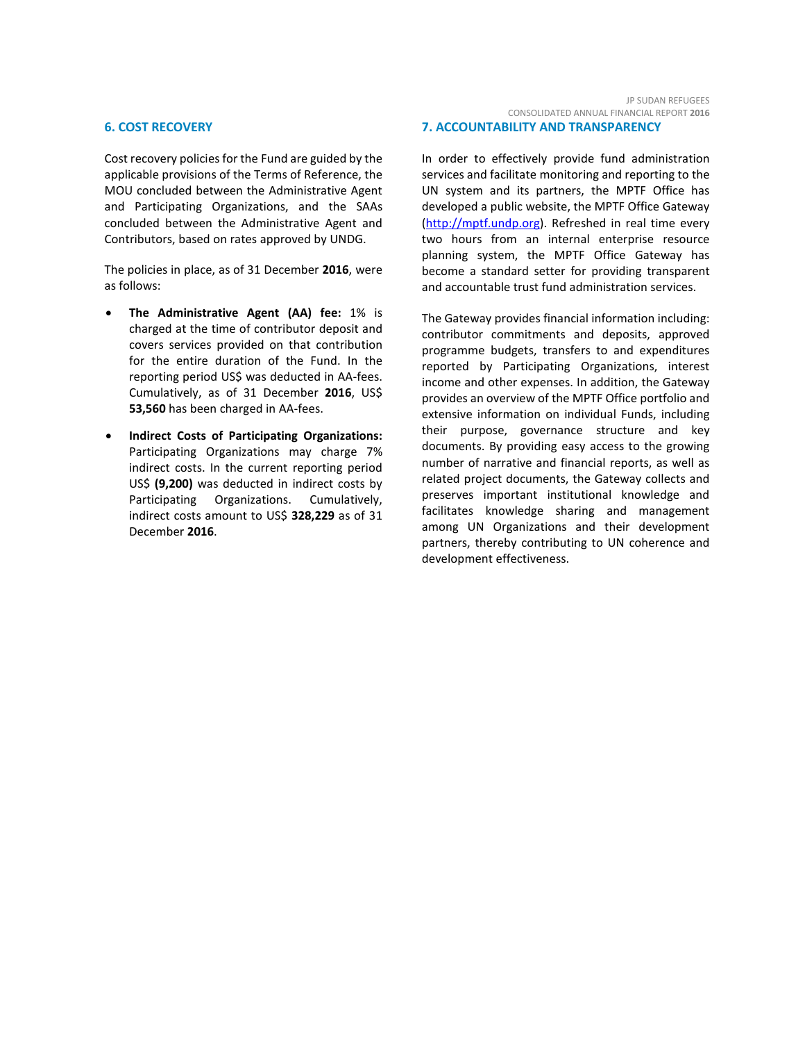## 6. COST RECOVERY

Cost recovery policies for the Fund are guided by the applicable provisions of the Terms of Reference, the MOU concluded between the Administrative Agent and Participating Organizations, and the SAAs concluded between the Administrative Agent and Contributors, based on rates approved by UNDG.

The policies in place, as of 31 December **2016**, were as follows:

- **The Administrative Agent (AA) fee:** 1% is charged at the time of contributor deposit and covers services provided on that contribution for the entire duration of the Fund. In the reporting period US$ was deducted in AA-fees. Cumulatively, as of 31 December **2016**, US$ **53,560** has been charged in AA-fees.
- **Indirect Costs of Participating Organizations:** Participating Organizations may charge 7% indirect costs. In the current reporting period US$ **(9,200)** was deducted in indirect costs by Participating Organizations. Cumulatively, indirect costs amount to US$ **328,229** as of 31 December **2016**.

## 7. ACCOUNTABILITY AND TRANSPARENCY

In order to effectively provide fund administration services and facilitate monitoring and reporting to the UN system and its partners, the MPTF Office has developed a public website, the MPTF Office Gateway (http://mptf.undp.org). Refreshed in real time every two hours from an internal enterprise resource planning system, the MPTF Office Gateway has become a standard setter for providing transparent and accountable trust fund administration services.

The Gateway provides financial information including: contributor commitments and deposits, approved programme budgets, transfers to and expenditures reported by Participating Organizations, interest income and other expenses. In addition, the Gateway provides an overview of the MPTF Office portfolio and extensive information on individual Funds, including their purpose, governance structure and key documents. By providing easy access to the growing number of narrative and financial reports, as well as related project documents, the Gateway collects and preserves important institutional knowledge and facilitates knowledge sharing and management among UN Organizations and their development partners, thereby contributing to UN coherence and development effectiveness.